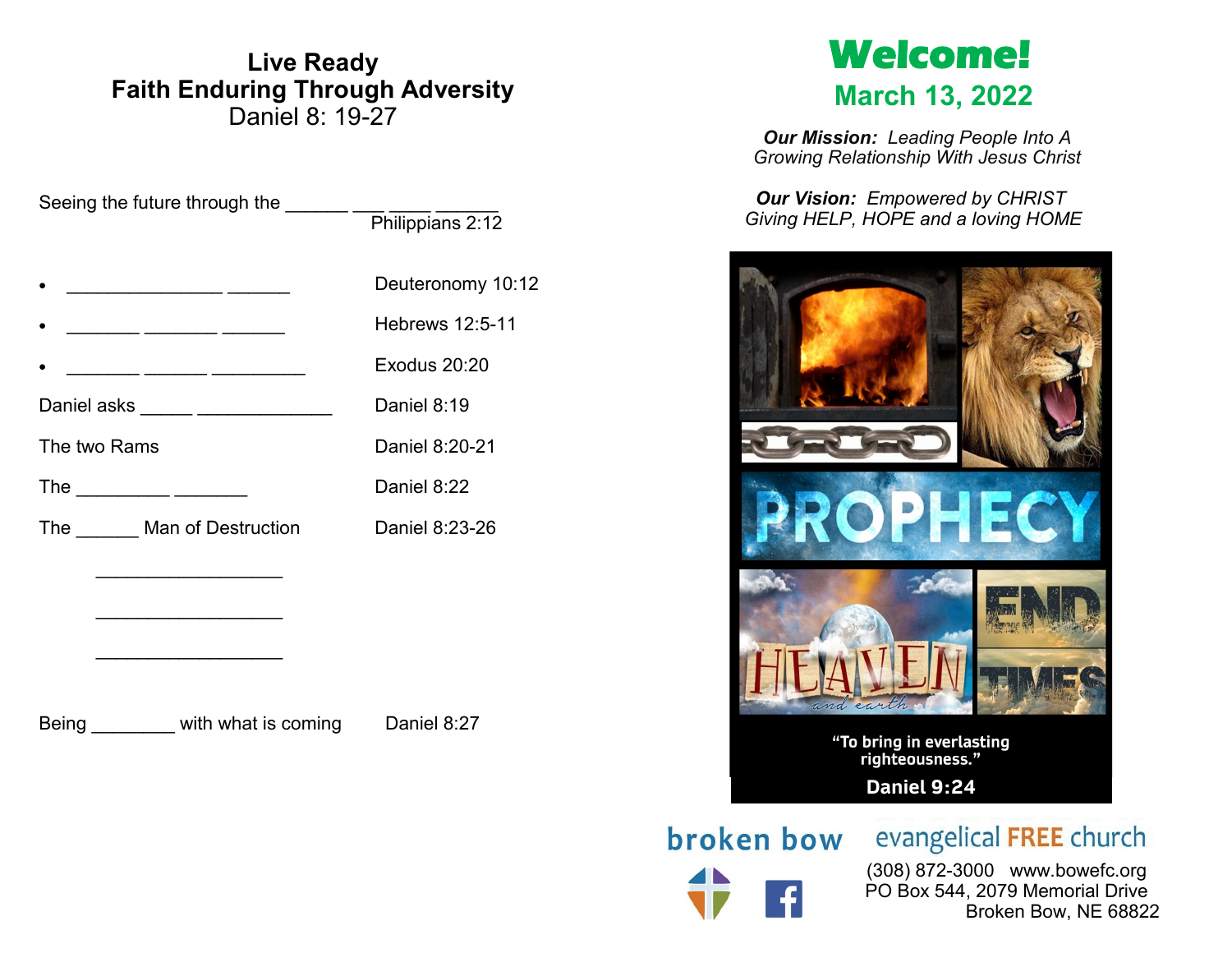# Live Ready
## Faith Enduring Through Adversity
Daniel 8: 19-27

Seeing the future through the ______ ___ ____ ______ Philippians 2:12

- _______________ ______ Deuteronomy 10:12
- _______ _______ ______ Hebrews 12:5-11
- _______ ______ _________ Exodus 20:20

Daniel asks _____ _____________ Daniel 8:19

The two Rams Daniel 8:20-21

The _________ _______ Daniel 8:22

The ______ Man of Destruction Daniel 8:23-26

__________________

__________________

__________________

Being ________ with what is coming Daniel 8:27

# Welcome!
## March 13, 2022

***Our Mission:*** *Leading People Into A Growing Relationship With Jesus Christ*

***Our Vision:*** *Empowered by CHRIST Giving HELP, HOPE and a loving HOME*

PROPHECY

HEAVEN and earth

END TIMES

"To bring in everlasting righteousness."

Daniel 9:24

broken bow evangelical FREE church

(308) 872-3000 www.bowefc.org
PO Box 544, 2079 Memorial Drive
Broken Bow, NE 68822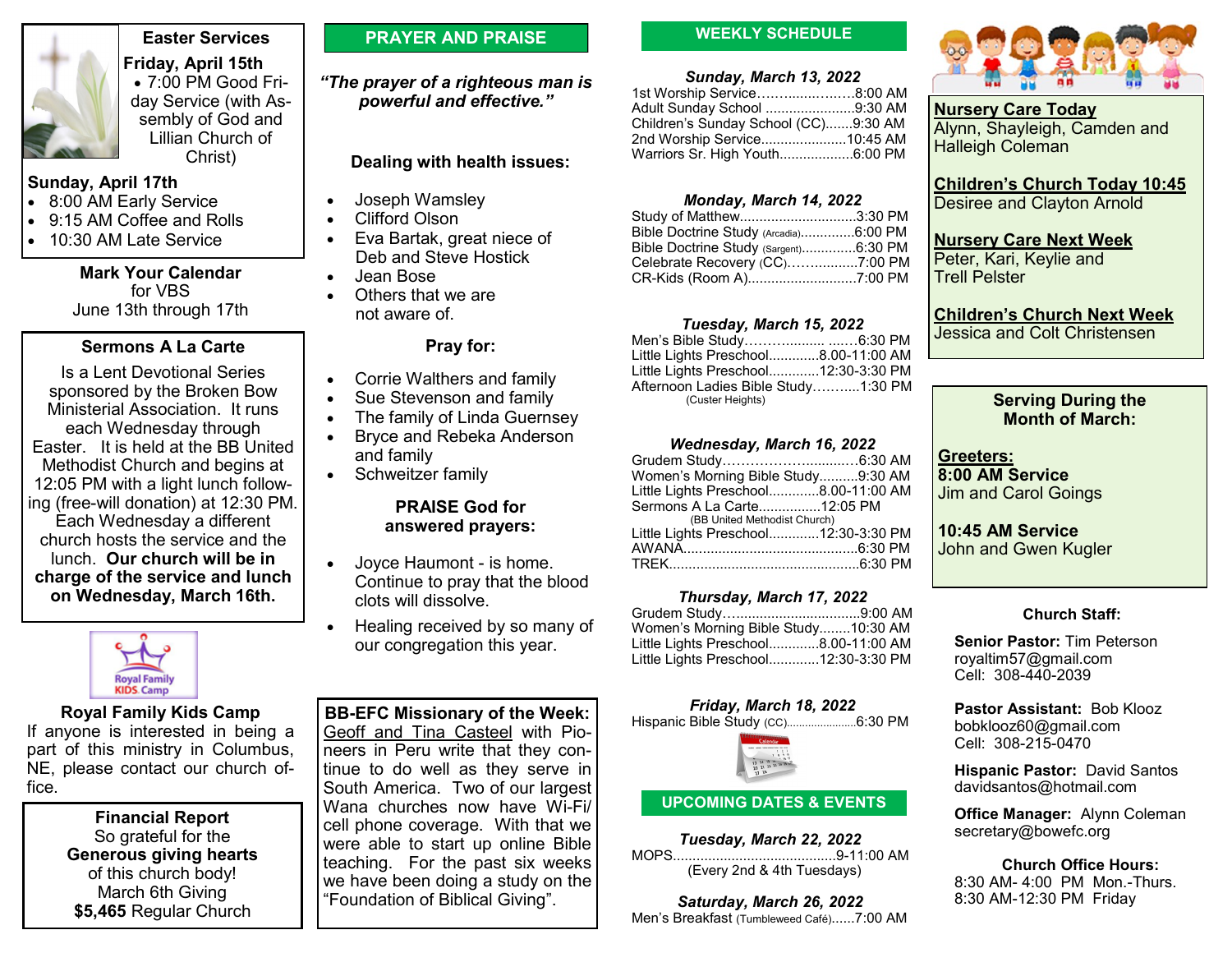## Easter Services

**Friday, April 15th**

- 7:00 PM Good Friday Service (with Assembly of God and Lillian Church of Christ)

**Sunday, April 17th**

- 8:00 AM Early Service
- 9:15 AM Coffee and Rolls
- 10:30 AM Late Service

**Mark Your Calendar**
for VBS
June 13th through 17th

## Sermons A La Carte

Is a Lent Devotional Series sponsored by the Broken Bow Ministerial Association. It runs each Wednesday through Easter. It is held at the BB United Methodist Church and begins at 12:05 PM with a light lunch following (free-will donation) at 12:30 PM. Each Wednesday a different church hosts the service and the lunch. **Our church will be in charge of the service and lunch on Wednesday, March 16th.**

## Royal Family Kids Camp

If anyone is interested in being a part of this ministry in Columbus, NE, please contact our church office.

## Financial Report

So grateful for the
**Generous giving hearts**
of this church body!
March 6th Giving
**$5,465** Regular Church

## PRAYER AND PRAISE

***"The prayer of a righteous man is powerful and effective."***

**Dealing with health issues:**

- Joseph Wamsley
- Clifford Olson
- Eva Bartak, great niece of Deb and Steve Hostick
- Jean Bose
- Others that we are not aware of.

**Pray for:**

- Corrie Walthers and family
- Sue Stevenson and family
- The family of Linda Guernsey
- Bryce and Rebeka Anderson and family
- Schweitzer family

**PRAISE God for answered prayers:**

- Joyce Haumont - is home. Continue to pray that the blood clots will dissolve.
- Healing received by so many of our congregation this year.

## BB-EFC Missionary of the Week:

Geoff and Tina Casteel with Pioneers in Peru write that they continue to do well as they serve in South America. Two of our largest Wana churches now have Wi-Fi/cell phone coverage. With that we were able to start up online Bible teaching. For the past six weeks we have been doing a study on the "Foundation of Biblical Giving".

## WEEKLY SCHEDULE

***Sunday, March 13, 2022***

1st Worship Service....................8:00 AM
Adult Sunday School ....................9:30 AM
Children's Sunday School (CC).......9:30 AM
2nd Worship Service....................10:45 AM
Warriors Sr. High Youth..................6:00 PM

***Monday, March 14, 2022***

Study of Matthew..............................3:30 PM
Bible Doctrine Study (Arcadia)..............6:00 PM
Bible Doctrine Study (Sargent)..............6:30 PM
Celebrate Recovery (CC)..................7:00 PM
CR-Kids (Room A)............................7:00 PM

***Tuesday, March 15, 2022***

Men's Bible Study.......................6:30 PM
Little Lights Preschool.............8.00-11:00 AM
Little Lights Preschool.............12:30-3:30 PM
Afternoon Ladies Bible Study...........1:30 PM
(Custer Heights)

***Wednesday, March 16, 2022***

Grudem Study..................................6:30 AM
Women's Morning Bible Study..........9:30 AM
Little Lights Preschool.............8.00-11:00 AM
Sermons A La Carte................12:05 PM
(BB United Methodist Church)
Little Lights Preschool.............12:30-3:30 PM
AWANA.............................................6:30 PM
TREK.................................................6:30 PM

***Thursday, March 17, 2022***

Grudem Study..................................9:00 AM
Women's Morning Bible Study........10:30 AM
Little Lights Preschool.............8.00-11:00 AM
Little Lights Preschool.............12:30-3:30 PM

***Friday, March 18, 2022***

Hispanic Bible Study (CC)......................6:30 PM

## UPCOMING DATES & EVENTS

***Tuesday, March 22, 2022***

MOPS..........................................9-11:00 AM
(Every 2nd & 4th Tuesdays)

***Saturday, March 26, 2022***

Men's Breakfast (Tumbleweed Café)......7:00 AM

**Nursery Care Today**
Alynn, Shayleigh, Camden and Halleigh Coleman

**Children's Church Today 10:45**
Desiree and Clayton Arnold

**Nursery Care Next Week**
Peter, Kari, Keylie and Trell Pelster

**Children's Church Next Week**
Jessica and Colt Christensen

## Serving During the Month of March:

**Greeters:**

**8:00 AM Service**
Jim and Carol Goings

**10:45 AM Service**
John and Gwen Kugler

## Church Staff:

**Senior Pastor:** Tim Peterson
royaltim57@gmail.com
Cell: 308-440-2039

**Pastor Assistant:** Bob Klooz
bobklooz60@gmail.com
Cell: 308-215-0470

**Hispanic Pastor:** David Santos
davidsantos@hotmail.com

**Office Manager:** Alynn Coleman
secretary@bowefc.org

**Church Office Hours:**
8:30 AM- 4:00 PM Mon.-Thurs.
8:30 AM-12:30 PM Friday